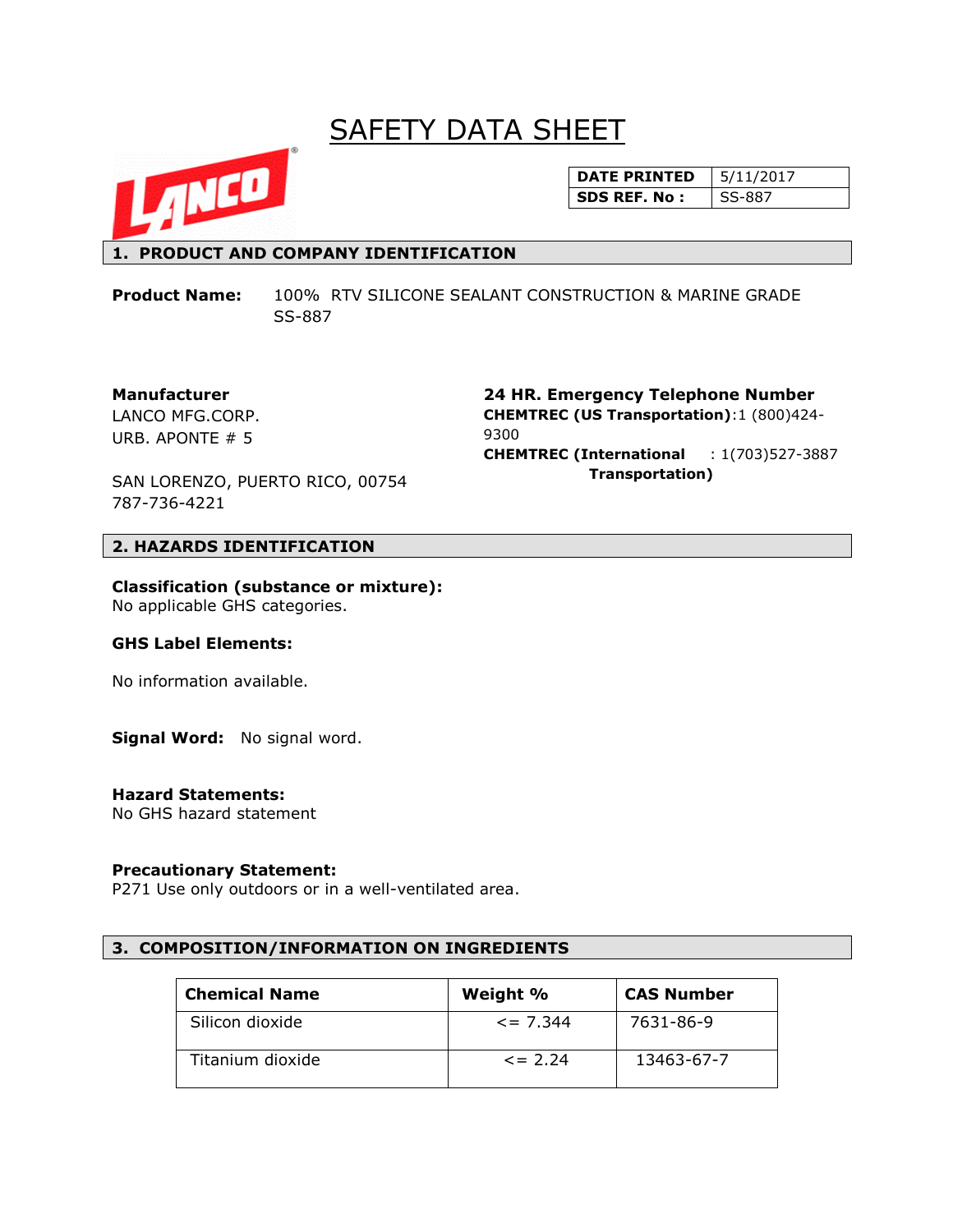# SAFETY DATA SHEET

| DATE PRINTED | 5/11/2017 |
| --- | --- |
| SDS REF. No : | SS-887 |

## 1. PRODUCT AND COMPANY IDENTIFICATION

**Product Name:** 100% RTV SILICONE SEALANT CONSTRUCTION & MARINE GRADE SS-887

**Manufacturer**
LANCO MFG.CORP.
URB. APONTE # 5

SAN LORENZO, PUERTO RICO, 00754
787-736-4221

**24 HR. Emergency Telephone Number**
**CHEMTREC (US Transportation)**:1 (800)424-9300
**CHEMTREC (International Transportation)** : 1(703)527-3887

## 2. HAZARDS IDENTIFICATION

**Classification (substance or mixture):**
No applicable GHS categories.

**GHS Label Elements:**

No information available.

**Signal Word:** No signal word.

**Hazard Statements:**
No GHS hazard statement

**Precautionary Statement:**
P271 Use only outdoors or in a well-ventilated area.

## 3. COMPOSITION/INFORMATION ON INGREDIENTS

| Chemical Name | Weight % | CAS Number |
| --- | --- | --- |
| Silicon dioxide | <= 7.344 | 7631-86-9 |
| Titanium dioxide | <= 2.24 | 13463-67-7 |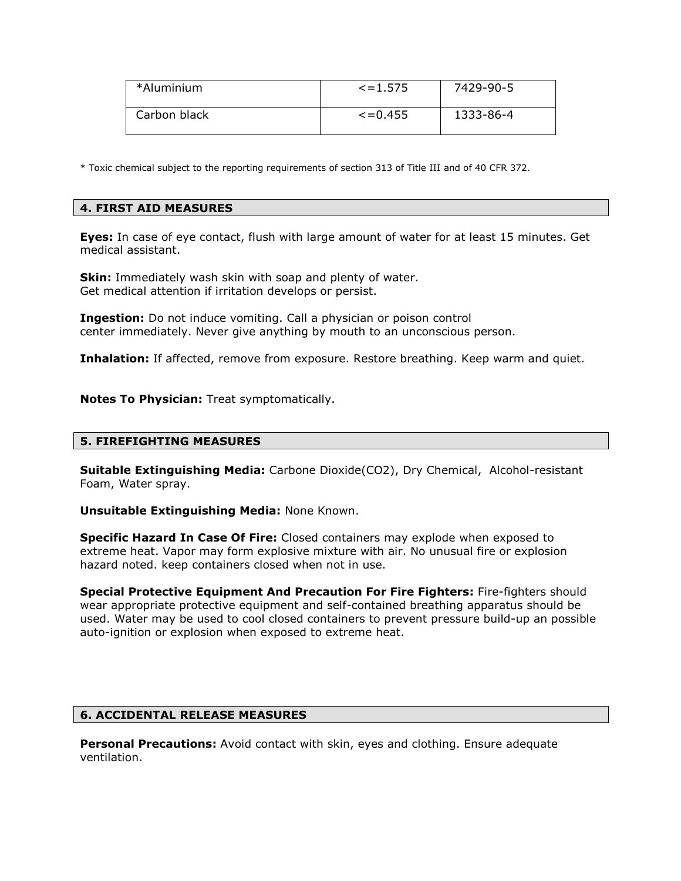| *Aluminium | <=1.575 | 7429-90-5 |
| --- | --- | --- |
| Carbon black | <=0.455 | 1333-86-4 |

* Toxic chemical subject to the reporting requirements of section 313 of Title III and of 40 CFR 372.

## 4. FIRST AID MEASURES

**Eyes:** In case of eye contact, flush with large amount of water for at least 15 minutes. Get medical assistant.

**Skin:** Immediately wash skin with soap and plenty of water.
Get medical attention if irritation develops or persist.

**Ingestion:** Do not induce vomiting. Call a physician or poison control center immediately. Never give anything by mouth to an unconscious person.

**Inhalation:** If affected, remove from exposure. Restore breathing. Keep warm and quiet.

**Notes To Physician:** Treat symptomatically.

## 5. FIREFIGHTING MEASURES

**Suitable Extinguishing Media:** Carbone Dioxide($CO_2$), Dry Chemical, Alcohol-resistant Foam, Water spray.

**Unsuitable Extinguishing Media:** None Known.

**Specific Hazard In Case Of Fire:** Closed containers may explode when exposed to extreme heat. Vapor may form explosive mixture with air. No unusual fire or explosion hazard noted. keep containers closed when not in use.

**Special Protective Equipment And Precaution For Fire Fighters:** Fire-fighters should wear appropriate protective equipment and self-contained breathing apparatus should be used. Water may be used to cool closed containers to prevent pressure build-up an possible auto-ignition or explosion when exposed to extreme heat.

## 6. ACCIDENTAL RELEASE MEASURES

**Personal Precautions:** Avoid contact with skin, eyes and clothing. Ensure adequate ventilation.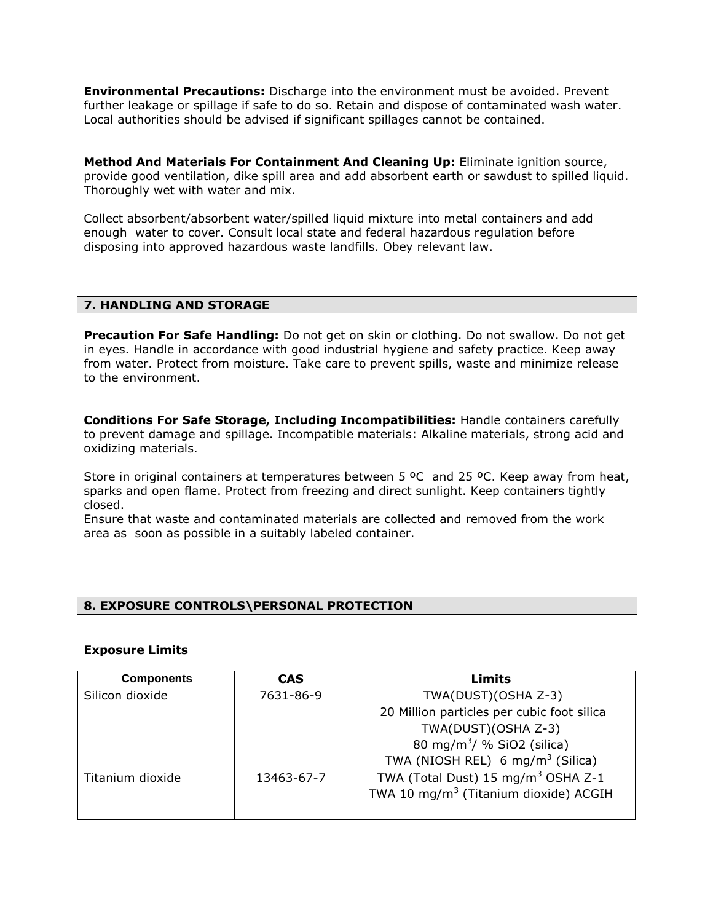**Environmental Precautions:** Discharge into the environment must be avoided. Prevent further leakage or spillage if safe to do so. Retain and dispose of contaminated wash water. Local authorities should be advised if significant spillages cannot be contained.

**Method And Materials For Containment And Cleaning Up:** Eliminate ignition source, provide good ventilation, dike spill area and add absorbent earth or sawdust to spilled liquid. Thoroughly wet with water and mix.

Collect absorbent/absorbent water/spilled liquid mixture into metal containers and add enough water to cover. Consult local state and federal hazardous regulation before disposing into approved hazardous waste landfills. Obey relevant law.

## 7. HANDLING AND STORAGE

**Precaution For Safe Handling:** Do not get on skin or clothing. Do not swallow. Do not get in eyes. Handle in accordance with good industrial hygiene and safety practice. Keep away from water. Protect from moisture. Take care to prevent spills, waste and minimize release to the environment.

**Conditions For Safe Storage, Including Incompatibilities:** Handle containers carefully to prevent damage and spillage. Incompatible materials: Alkaline materials, strong acid and oxidizing materials.

Store in original containers at temperatures between 5 ºC and 25 ºC. Keep away from heat, sparks and open flame. Protect from freezing and direct sunlight. Keep containers tightly closed.
Ensure that waste and contaminated materials are collected and removed from the work area as soon as possible in a suitably labeled container.

## 8. EXPOSURE CONTROLS\PERSONAL PROTECTION

### Exposure Limits

| Components | CAS | Limits |
|---|---|---|
| Silicon dioxide | 7631-86-9 | TWA(DUST)(OSHA Z-3)<br>20 Million particles per cubic foot silica<br>TWA(DUST)(OSHA Z-3)<br>80 mg/$m^3$/ % $SiO_2$ (silica)<br>TWA (NIOSH REL) 6 mg/$m^3$ (Silica) |
| Titanium dioxide | 13463-67-7 | TWA (Total Dust) 15 mg/$m^3$ OSHA Z-1<br>TWA 10 mg/$m^3$ (Titanium dioxide) ACGIH |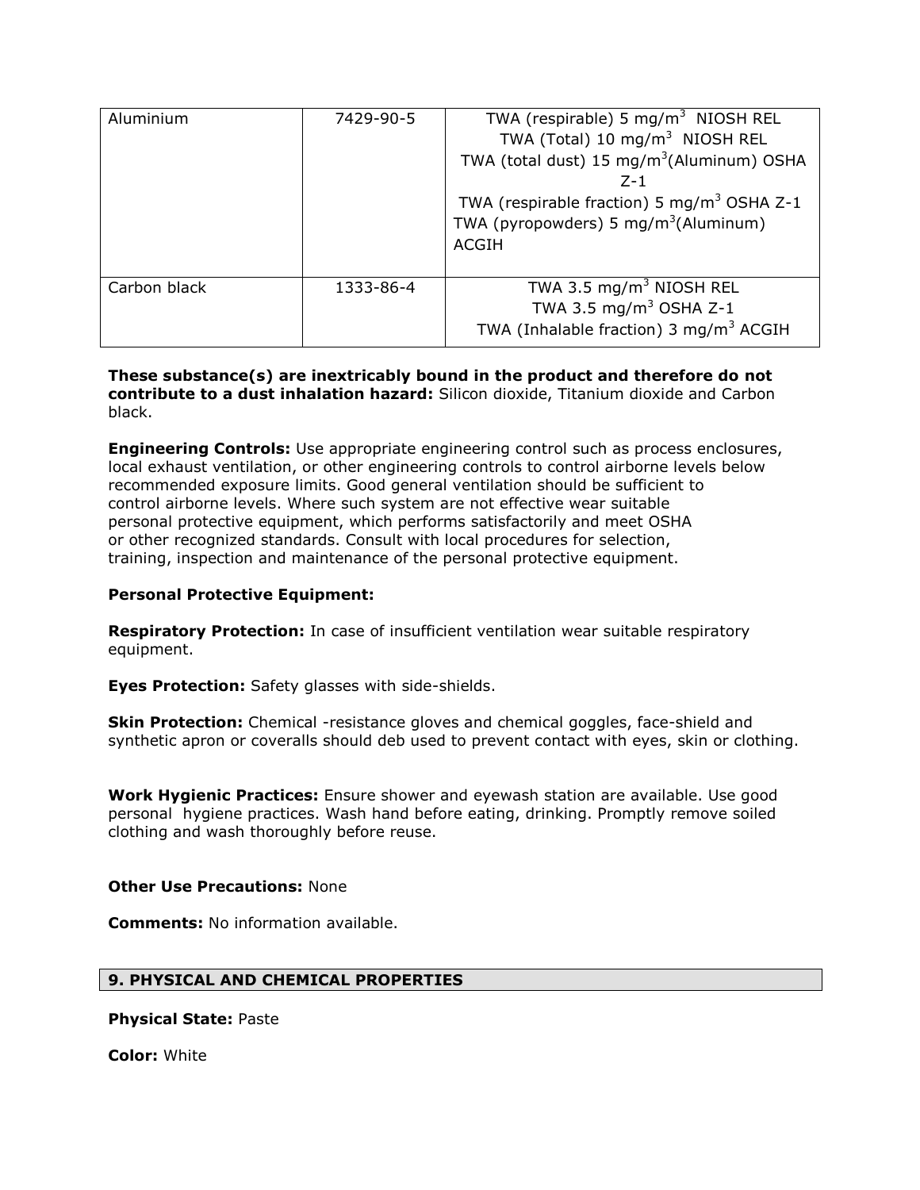| Aluminium | 7429-90-5 | TWA (respirable) 5 mg/m$^3$ NIOSH REL<br>TWA (Total) 10 mg/m$^3$ NIOSH REL<br>TWA (total dust) 15 mg/m$^3$(Aluminum) OSHA Z-1<br>TWA (respirable fraction) 5 mg/m$^3$ OSHA Z-1<br>TWA (pyropowders) 5 mg/m$^3$(Aluminum) ACGIH |
|---|---|---|
| Carbon black | 1333-86-4 | TWA 3.5 mg/m$^3$ NIOSH REL<br>TWA 3.5 mg/m$^3$ OSHA Z-1<br>TWA (Inhalable fraction) 3 mg/m$^3$ ACGIH |

**These substance(s) are inextricably bound in the product and therefore do not contribute to a dust inhalation hazard:** Silicon dioxide, Titanium dioxide and Carbon black.

**Engineering Controls:** Use appropriate engineering control such as process enclosures, local exhaust ventilation, or other engineering controls to control airborne levels below recommended exposure limits. Good general ventilation should be sufficient to control airborne levels. Where such system are not effective wear suitable personal protective equipment, which performs satisfactorily and meet OSHA or other recognized standards. Consult with local procedures for selection, training, inspection and maintenance of the personal protective equipment.

**Personal Protective Equipment:**

**Respiratory Protection:** In case of insufficient ventilation wear suitable respiratory equipment.

**Eyes Protection:** Safety glasses with side-shields.

**Skin Protection:** Chemical -resistance gloves and chemical goggles, face-shield and synthetic apron or coveralls should deb used to prevent contact with eyes, skin or clothing.

**Work Hygienic Practices:** Ensure shower and eyewash station are available. Use good personal hygiene practices. Wash hand before eating, drinking. Promptly remove soiled clothing and wash thoroughly before reuse.

**Other Use Precautions:** None

**Comments:** No information available.

## 9. PHYSICAL AND CHEMICAL PROPERTIES

**Physical State:** Paste

**Color:** White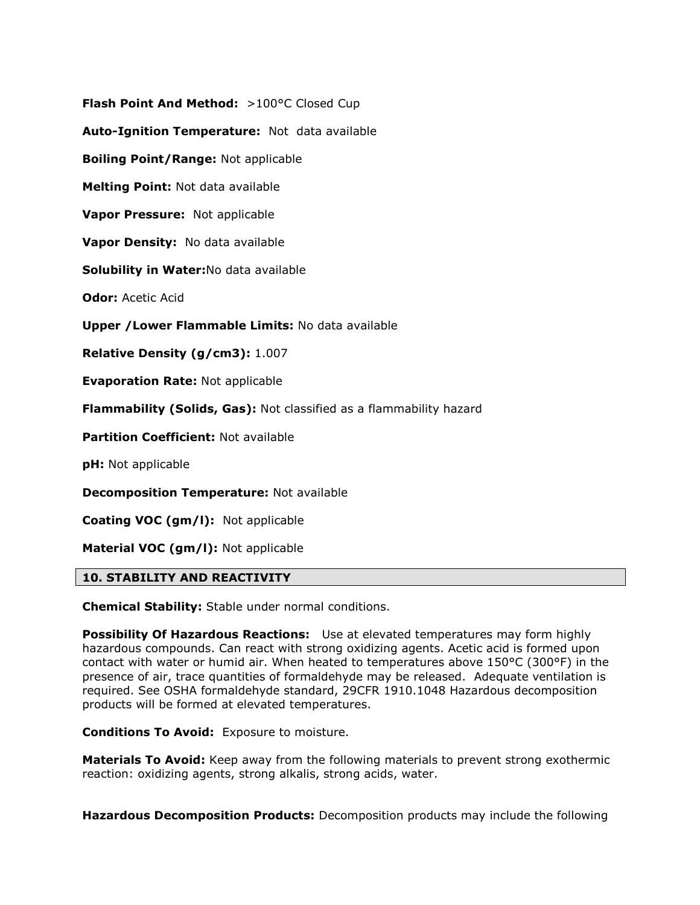**Flash Point And Method:** >100°C Closed Cup

**Auto-Ignition Temperature:** Not data available

**Boiling Point/Range:** Not applicable

**Melting Point:** Not data available

**Vapor Pressure:** Not applicable

**Vapor Density:** No data available

**Solubility in Water:**No data available

**Odor:** Acetic Acid

**Upper /Lower Flammable Limits:** No data available

**Relative Density (g/cm3):** 1.007

**Evaporation Rate:** Not applicable

**Flammability (Solids, Gas):** Not classified as a flammability hazard

**Partition Coefficient:** Not available

**pH:** Not applicable

**Decomposition Temperature:** Not available

**Coating VOC (gm/l):** Not applicable

**Material VOC (gm/l):** Not applicable

## 10. STABILITY AND REACTIVITY

**Chemical Stability:** Stable under normal conditions.

**Possibility Of Hazardous Reactions:** Use at elevated temperatures may form highly hazardous compounds. Can react with strong oxidizing agents. Acetic acid is formed upon contact with water or humid air. When heated to temperatures above 150°C (300°F) in the presence of air, trace quantities of formaldehyde may be released. Adequate ventilation is required. See OSHA formaldehyde standard, 29CFR 1910.1048 Hazardous decomposition products will be formed at elevated temperatures.

**Conditions To Avoid:** Exposure to moisture.

**Materials To Avoid:** Keep away from the following materials to prevent strong exothermic reaction: oxidizing agents, strong alkalis, strong acids, water.

**Hazardous Decomposition Products:** Decomposition products may include the following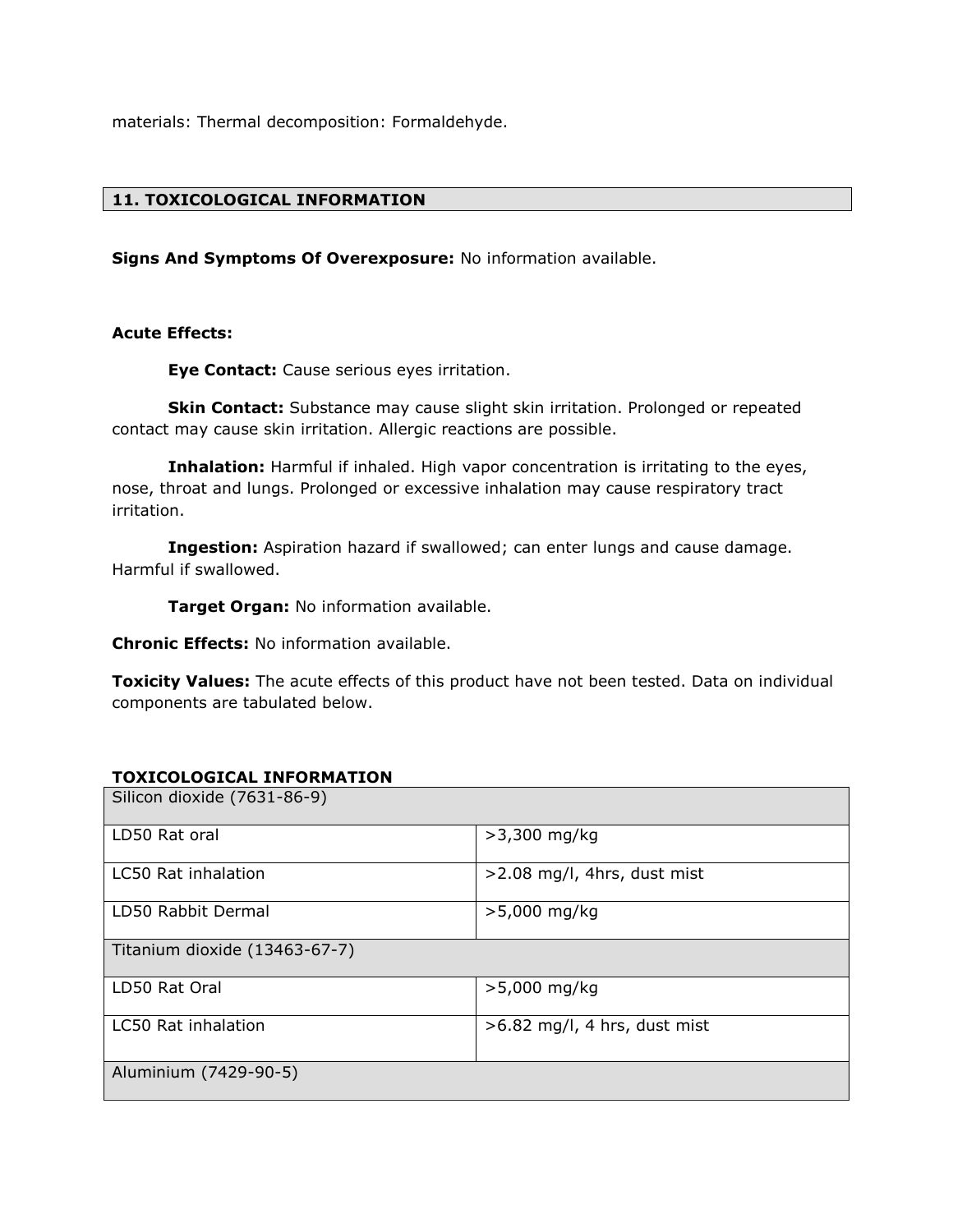materials: Thermal decomposition: Formaldehyde.

## 11. TOXICOLOGICAL INFORMATION

**Signs And Symptoms Of Overexposure:** No information available.

**Acute Effects:**

**Eye Contact:** Cause serious eyes irritation.

**Skin Contact:** Substance may cause slight skin irritation. Prolonged or repeated contact may cause skin irritation. Allergic reactions are possible.

**Inhalation:** Harmful if inhaled. High vapor concentration is irritating to the eyes, nose, throat and lungs. Prolonged or excessive inhalation may cause respiratory tract irritation.

**Ingestion:** Aspiration hazard if swallowed; can enter lungs and cause damage. Harmful if swallowed.

**Target Organ:** No information available.

**Chronic Effects:** No information available.

**Toxicity Values:** The acute effects of this product have not been tested. Data on individual components are tabulated below.

**TOXICOLOGICAL INFORMATION**

| Silicon dioxide (7631-86-9) | |
|---|---|
| LD50 Rat oral | >3,300 mg/kg |
| LC50 Rat inhalation | >2.08 mg/l, 4hrs, dust mist |
| LD50 Rabbit Dermal | >5,000 mg/kg |
| Titanium dioxide (13463-67-7) | |
| LD50 Rat Oral | >5,000 mg/kg |
| LC50 Rat inhalation | >6.82 mg/l, 4 hrs, dust mist |
| Aluminium (7429-90-5) | |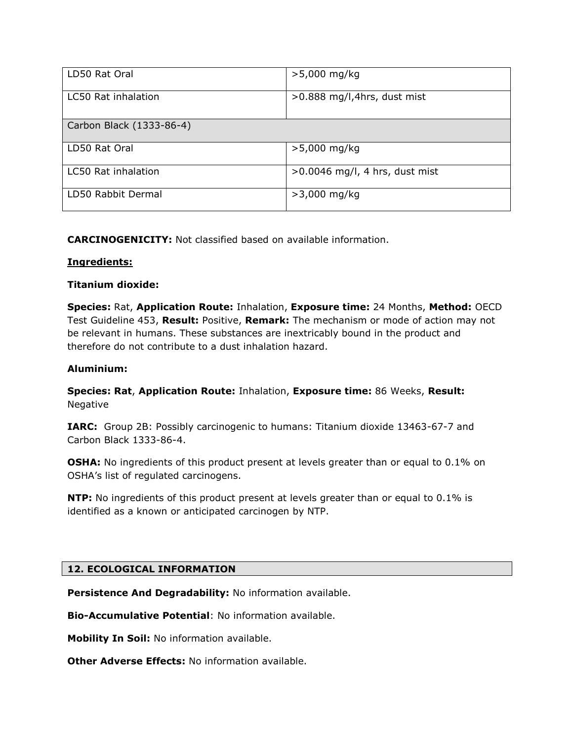| | |
|---|---|
| LD50 Rat Oral | >5,000 mg/kg |
| LC50 Rat inhalation | >0.888 mg/l,4hrs, dust mist |
| Carbon Black (1333-86-4) | |
| LD50 Rat Oral | >5,000 mg/kg |
| LC50 Rat inhalation | >0.0046 mg/l, 4 hrs, dust mist |
| LD50 Rabbit Dermal | >3,000 mg/kg |

**CARCINOGENICITY:** Not classified based on available information.

**Ingredients:**

**Titanium dioxide:**

**Species:** Rat, **Application Route:** Inhalation, **Exposure time:** 24 Months, **Method:** OECD Test Guideline 453, **Result:** Positive, **Remark:** The mechanism or mode of action may not be relevant in humans. These substances are inextricably bound in the product and therefore do not contribute to a dust inhalation hazard.

**Aluminium:**

**Species: Rat**, **Application Route:** Inhalation, **Exposure time:** 86 Weeks, **Result:** Negative

**IARC:** Group 2B: Possibly carcinogenic to humans: Titanium dioxide 13463-67-7 and Carbon Black 1333-86-4.

**OSHA:** No ingredients of this product present at levels greater than or equal to 0.1% on OSHA's list of regulated carcinogens.

**NTP:** No ingredients of this product present at levels greater than or equal to 0.1% is identified as a known or anticipated carcinogen by NTP.

## 12. ECOLOGICAL INFORMATION

**Persistence And Degradability:** No information available.

**Bio-Accumulative Potential**: No information available.

**Mobility In Soil:** No information available.

**Other Adverse Effects:** No information available.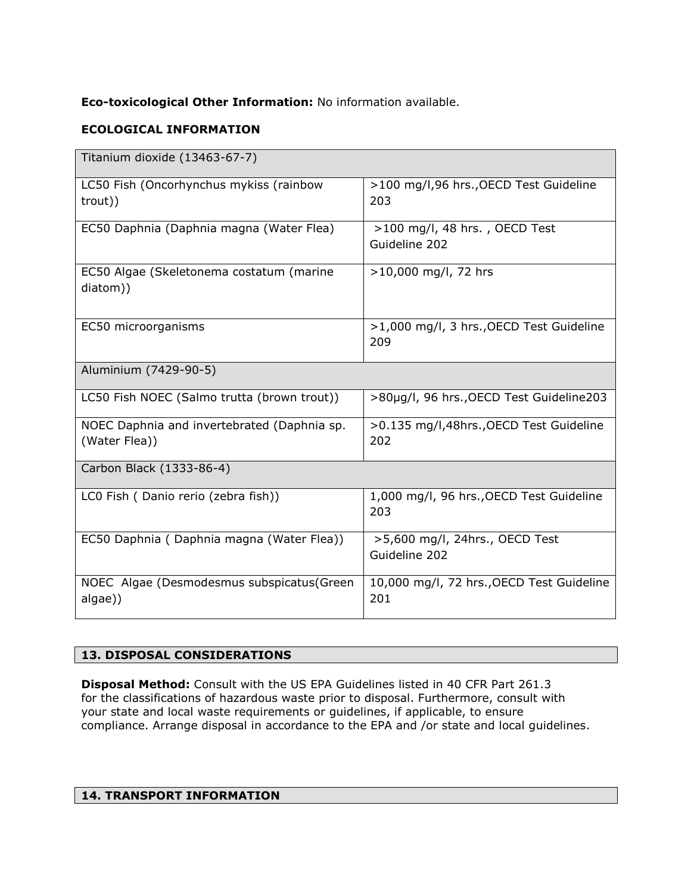**Eco-toxicological Other Information:** No information available.

**ECOLOGICAL INFORMATION**

| Titanium dioxide (13463-67-7) | |
|---|---|
| LC50 Fish (Oncorhynchus mykiss (rainbow trout)) | >100 mg/l,96 hrs.,OECD Test Guideline 203 |
| EC50 Daphnia (Daphnia magna (Water Flea) | >100 mg/l, 48 hrs. , OECD Test Guideline 202 |
| EC50 Algae (Skeletonema costatum (marine diatom)) | >10,000 mg/l, 72 hrs |
| EC50 microorganisms | >1,000 mg/l, 3 hrs.,OECD Test Guideline 209 |
| Aluminium (7429-90-5) | |
| LC50 Fish NOEC (Salmo trutta (brown trout)) | >80µg/l, 96 hrs.,OECD Test Guideline203 |
| NOEC Daphnia and invertebrated (Daphnia sp. (Water Flea)) | >0.135 mg/l,48hrs.,OECD Test Guideline 202 |
| Carbon Black (1333-86-4) | |
| LC0 Fish ( Danio rerio (zebra fish)) | 1,000 mg/l, 96 hrs.,OECD Test Guideline 203 |
| EC50 Daphnia ( Daphnia magna (Water Flea)) | >5,600 mg/l, 24hrs., OECD Test Guideline 202 |
| NOEC Algae (Desmodesmus subspicatus(Green algae)) | 10,000 mg/l, 72 hrs.,OECD Test Guideline 201 |

## 13. DISPOSAL CONSIDERATIONS

**Disposal Method:** Consult with the US EPA Guidelines listed in 40 CFR Part 261.3 for the classifications of hazardous waste prior to disposal. Furthermore, consult with your state and local waste requirements or guidelines, if applicable, to ensure compliance. Arrange disposal in accordance to the EPA and /or state and local guidelines.

## 14. TRANSPORT INFORMATION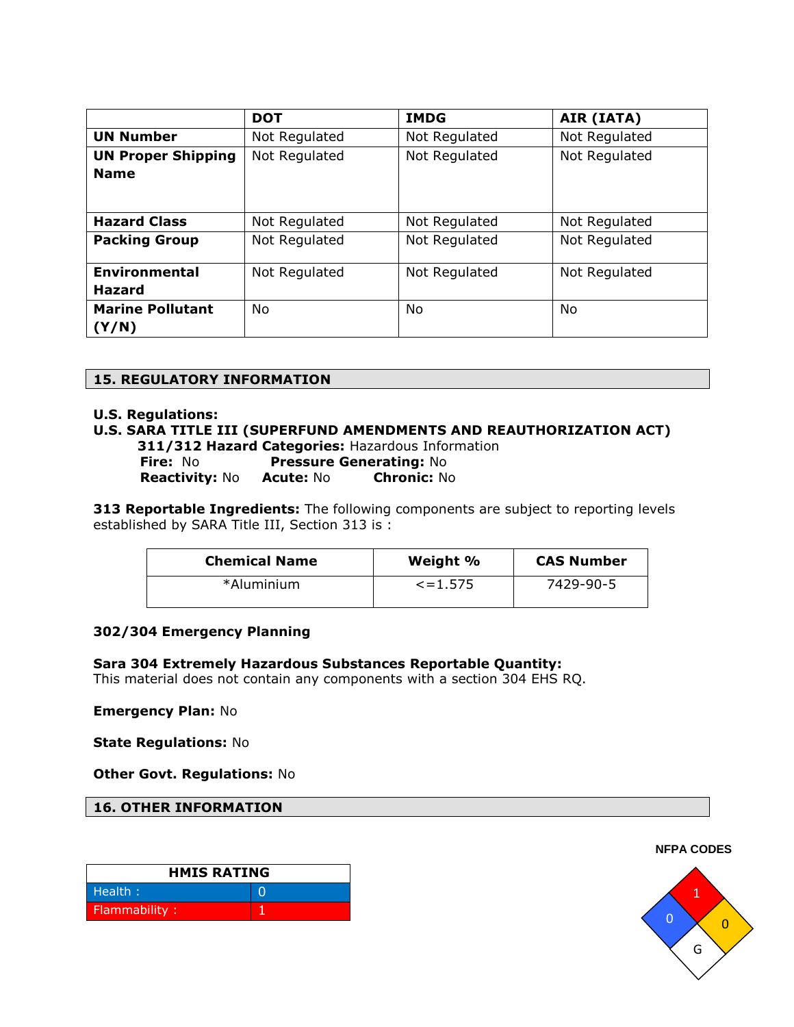| | DOT | IMDG | AIR (IATA) |
|---|---|---|---|
| **UN Number** | Not Regulated | Not Regulated | Not Regulated |
| **UN Proper Shipping Name** | Not Regulated | Not Regulated | Not Regulated |
| **Hazard Class** | Not Regulated | Not Regulated | Not Regulated |
| **Packing Group** | Not Regulated | Not Regulated | Not Regulated |
| **Environmental Hazard** | Not Regulated | Not Regulated | Not Regulated |
| **Marine Pollutant (Y/N)** | No | No | No |

## 15. REGULATORY INFORMATION

**U.S. Regulations:**

**U.S. SARA TITLE III (SUPERFUND AMENDMENTS AND REAUTHORIZATION ACT)**

**311/312 Hazard Categories:** Hazardous Information

**Fire:** No **Pressure Generating:** No

**Reactivity:** No **Acute:** No **Chronic:** No

**313 Reportable Ingredients:** The following components are subject to reporting levels established by SARA Title III, Section 313 is :

| Chemical Name | Weight % | CAS Number |
|---|---|---|
| *Aluminium | <=1.575 | 7429-90-5 |

**302/304 Emergency Planning**

**Sara 304 Extremely Hazardous Substances Reportable Quantity:**
This material does not contain any components with a section 304 EHS RQ.

**Emergency Plan:** No

**State Regulations:** No

**Other Govt. Regulations:** No

## 16. OTHER INFORMATION

| HMIS RATING | |
|---|---|
| Health : | 0 |
| Flammability : | 1 |

**NFPA CODES**

| Health | Flammability | Reactivity | Special |
|---|---|---|---|
| 0 | 1 | 0 | G |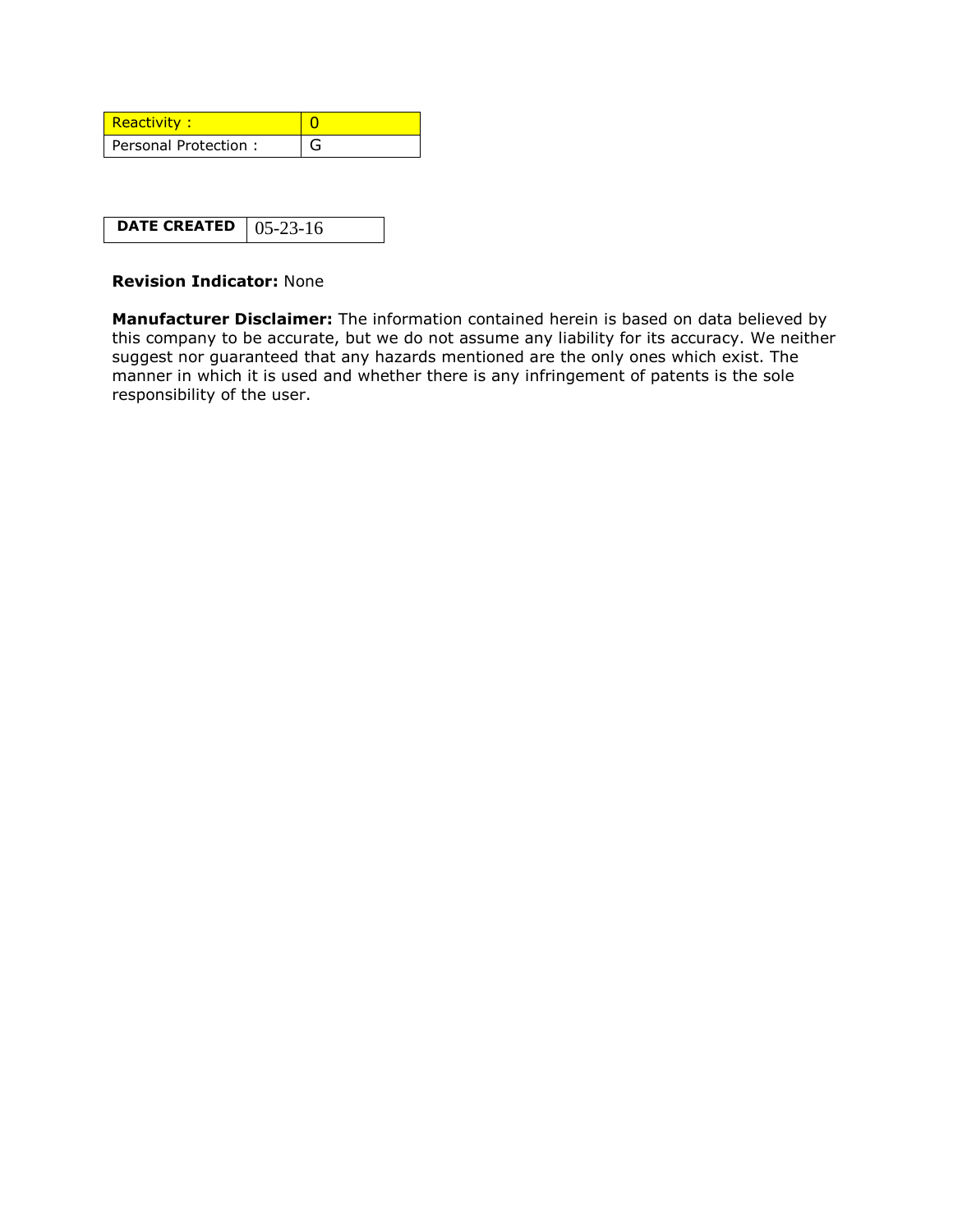| | |
|---|---|
| Reactivity : | 0 |
| Personal Protection : | G |

| | |
|---|---|
| **DATE CREATED** | 05-23-16 |

**Revision Indicator:** None

**Manufacturer Disclaimer:** The information contained herein is based on data believed by this company to be accurate, but we do not assume any liability for its accuracy. We neither suggest nor guaranteed that any hazards mentioned are the only ones which exist. The manner in which it is used and whether there is any infringement of patents is the sole responsibility of the user.